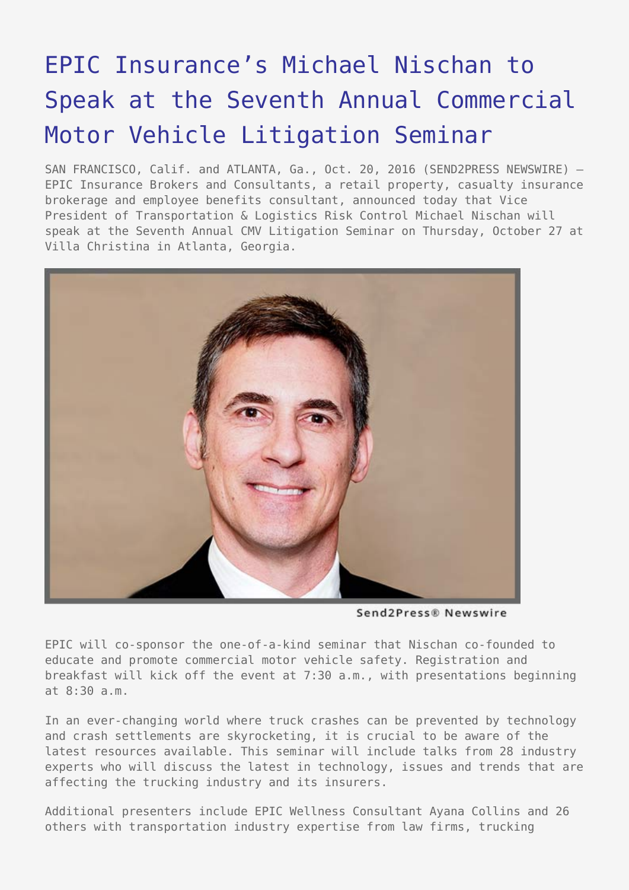# EPIC Insurance's Michael Nischan to Speak at the Seventh Annual Commercial Motor Vehicle Litigation Seminar

SAN FRANCISCO, Calif. and ATLANTA, Ga., Oct. 20, 2016 (SEND2PRESS NEWSWIRE) — EPIC Insurance Brokers and Consultants, a retail property, casualty insurance brokerage and employee benefits consultant, announced today that Vice President of Transportation & Logistics Risk Control Michael Nischan will speak at the Seventh Annual CMV Litigation Seminar on Thursday, October 27 at Villa Christina in Atlanta, Georgia.

Send2Press® Newswire

EPIC will co-sponsor the one-of-a-kind seminar that Nischan co-founded to educate and promote commercial motor vehicle safety. Registration and breakfast will kick off the event at 7:30 a.m., with presentations beginning at 8:30 a.m.

In an ever-changing world where truck crashes can be prevented by technology and crash settlements are skyrocketing, it is crucial to be aware of the latest resources available. This seminar will include talks from 28 industry experts who will discuss the latest in technology, issues and trends that are affecting the trucking industry and its insurers.

Additional presenters include EPIC Wellness Consultant Ayana Collins and 26 others with transportation industry expertise from law firms, trucking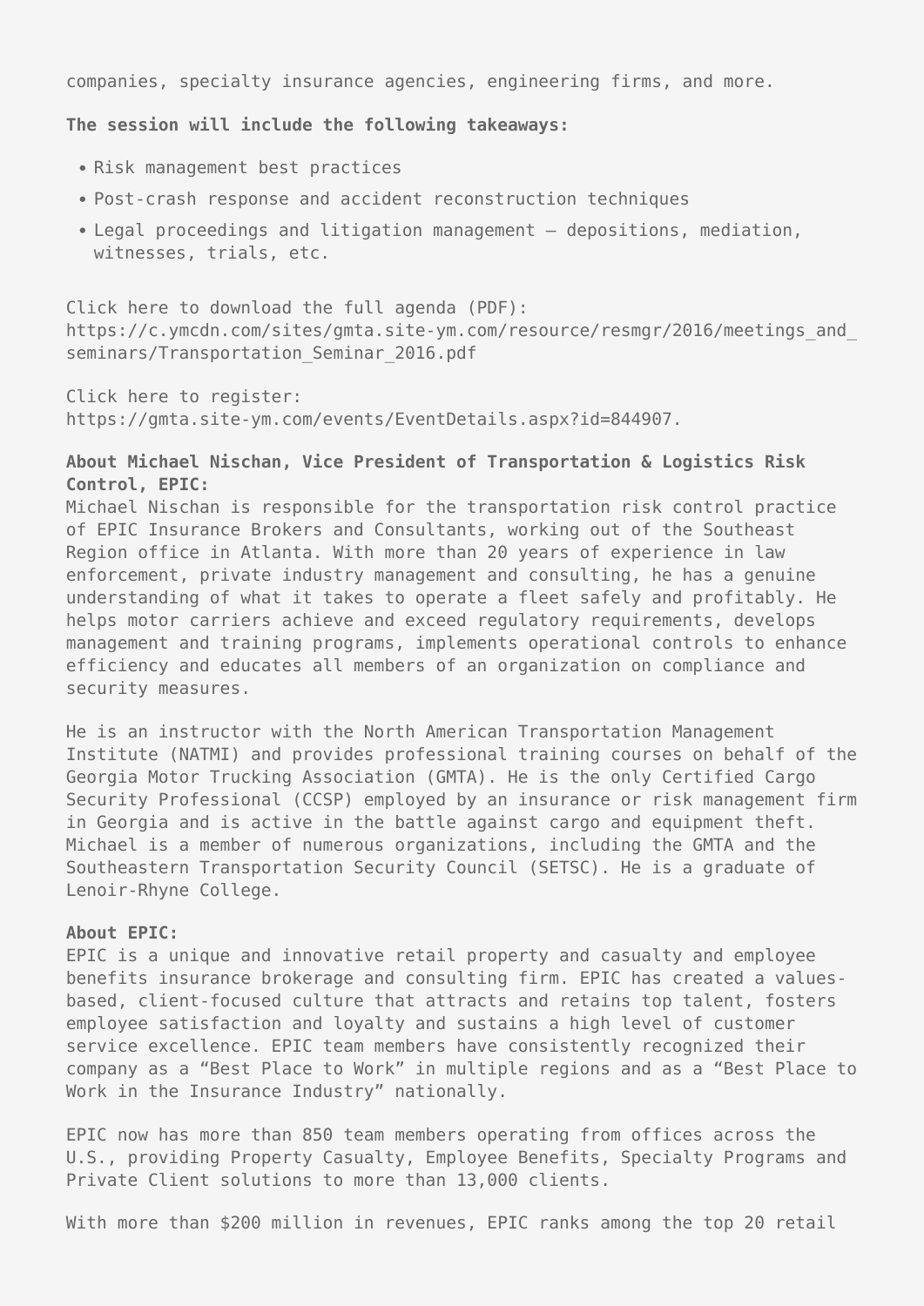companies, specialty insurance agencies, engineering firms, and more.

**The session will include the following takeaways:**

- Risk management best practices
- Post-crash response and accident reconstruction techniques
- Legal proceedings and litigation management – depositions, mediation, witnesses, trials, etc.

Click here to download the full agenda (PDF): https://c.ymcdn.com/sites/gmta.site-ym.com/resource/resmgr/2016/meetings_and_seminars/Transportation_Seminar_2016.pdf

Click here to register: https://gmta.site-ym.com/events/EventDetails.aspx?id=844907.

**About Michael Nischan, Vice President of Transportation & Logistics Risk Control, EPIC:**
Michael Nischan is responsible for the transportation risk control practice of EPIC Insurance Brokers and Consultants, working out of the Southeast Region office in Atlanta. With more than 20 years of experience in law enforcement, private industry management and consulting, he has a genuine understanding of what it takes to operate a fleet safely and profitably. He helps motor carriers achieve and exceed regulatory requirements, develops management and training programs, implements operational controls to enhance efficiency and educates all members of an organization on compliance and security measures.

He is an instructor with the North American Transportation Management Institute (NATMI) and provides professional training courses on behalf of the Georgia Motor Trucking Association (GMTA). He is the only Certified Cargo Security Professional (CCSP) employed by an insurance or risk management firm in Georgia and is active in the battle against cargo and equipment theft. Michael is a member of numerous organizations, including the GMTA and the Southeastern Transportation Security Council (SETSC). He is a graduate of Lenoir-Rhyne College.

**About EPIC:**
EPIC is a unique and innovative retail property and casualty and employee benefits insurance brokerage and consulting firm. EPIC has created a values-based, client-focused culture that attracts and retains top talent, fosters employee satisfaction and loyalty and sustains a high level of customer service excellence. EPIC team members have consistently recognized their company as a "Best Place to Work" in multiple regions and as a "Best Place to Work in the Insurance Industry" nationally.

EPIC now has more than 850 team members operating from offices across the U.S., providing Property Casualty, Employee Benefits, Specialty Programs and Private Client solutions to more than 13,000 clients.

With more than $200 million in revenues, EPIC ranks among the top 20 retail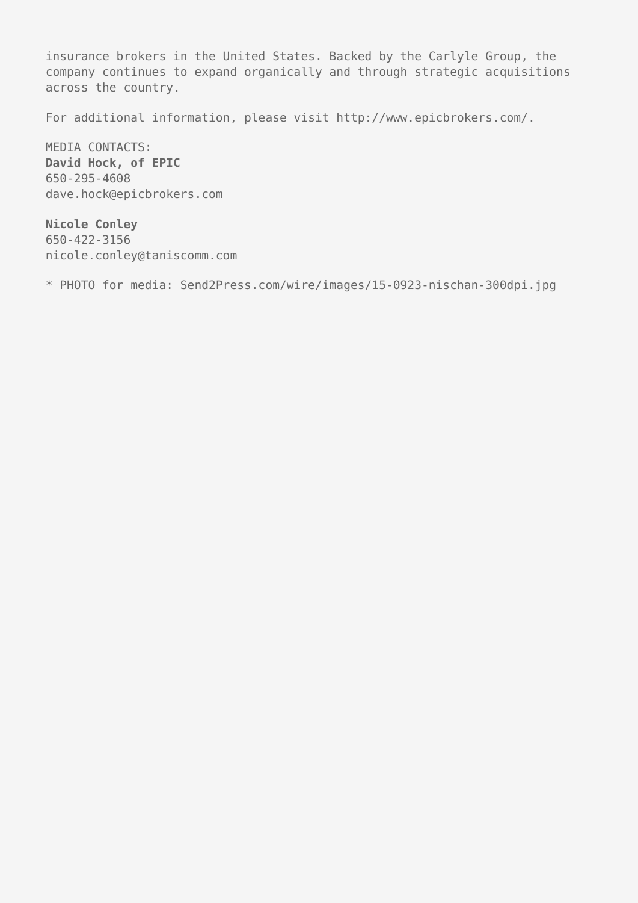insurance brokers in the United States. Backed by the Carlyle Group, the company continues to expand organically and through strategic acquisitions across the country.

For additional information, please visit http://www.epicbrokers.com/.

MEDIA CONTACTS:
**David Hock, of EPIC**
650-295-4608
dave.hock@epicbrokers.com

**Nicole Conley**
650-422-3156
nicole.conley@taniscomm.com

* PHOTO for media: Send2Press.com/wire/images/15-0923-nischan-300dpi.jpg